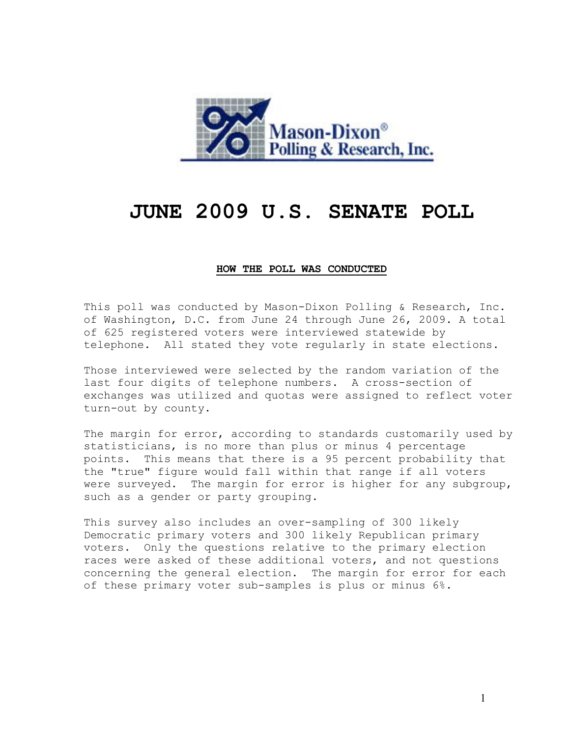# JUNE 2009 U.S. SENATE POLL

## HOW THE POLL WAS CONDUCTED

This poll was conducted by Mason-Dixon Polling & Research, Inc. of Washington, D.C. from June 24 through June 26, 2009. A total of 625 registered voters were interviewed statewide by telephone. All stated they vote regularly in state elections.

Those interviewed were selected by the random variation of the last four digits of telephone numbers. A cross-section of exchanges was utilized and quotas were assigned to reflect voter turn-out by county.

The margin for error, according to standards customarily used by statisticians, is no more than plus or minus 4 percentage points. This means that there is a 95 percent probability that the "true" figure would fall within that range if all voters were surveyed. The margin for error is higher for any subgroup, such as a gender or party grouping.

This survey also includes an over-sampling of 300 likely Democratic primary voters and 300 likely Republican primary voters. Only the questions relative to the primary election races were asked of these additional voters, and not questions concerning the general election. The margin for error for each of these primary voter sub-samples is plus or minus 6%.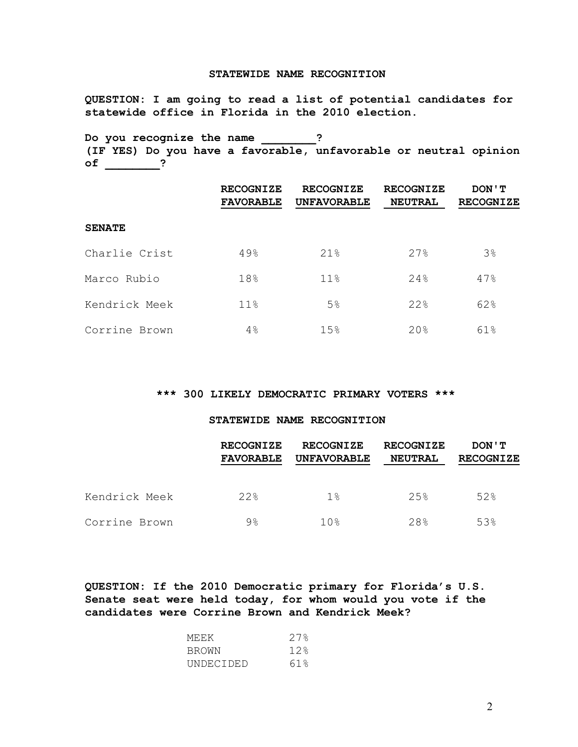## STATEWIDE NAME RECOGNITION

**QUESTION: I am going to read a list of potential candidates for statewide office in Florida in the 2010 election.**

**Do you recognize the name ________?**
**(IF YES) Do you have a favorable, unfavorable or neutral opinion of ________?**

| | RECOGNIZE FAVORABLE | RECOGNIZE UNFAVORABLE | RECOGNIZE NEUTRAL | DON'T RECOGNIZE |
|---|---|---|---|---|
| **SENATE** | | | | |
| Charlie Crist | 49% | 21% | 27% | 3% |
| Marco Rubio | 18% | 11% | 24% | 47% |
| Kendrick Meek | 11% | 5% | 22% | 62% |
| Corrine Brown | 4% | 15% | 20% | 61% |

## *** 300 LIKELY DEMOCRATIC PRIMARY VOTERS ***

## STATEWIDE NAME RECOGNITION

| | RECOGNIZE FAVORABLE | RECOGNIZE UNFAVORABLE | RECOGNIZE NEUTRAL | DON'T RECOGNIZE |
|---|---|---|---|---|
| Kendrick Meek | 22% | 1% | 25% | 52% |
| Corrine Brown | 9% | 10% | 28% | 53% |

**QUESTION: If the 2010 Democratic primary for Florida's U.S. Senate seat were held today, for whom would you vote if the candidates were Corrine Brown and Kendrick Meek?**

| | |
|---|---|
| MEEK | 27% |
| BROWN | 12% |
| UNDECIDED | 61% |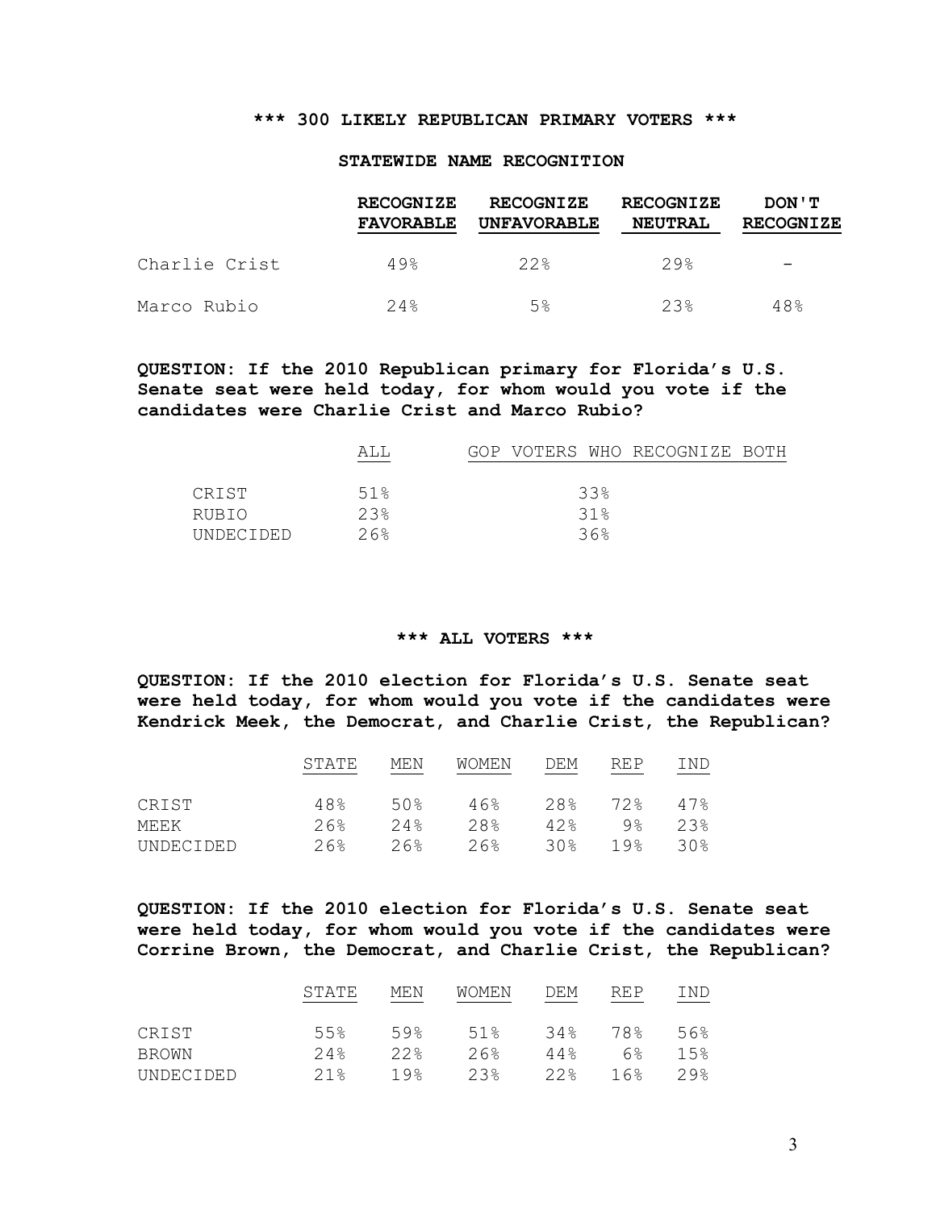**\*\*\* 300 LIKELY REPUBLICAN PRIMARY VOTERS \*\*\***

**STATEWIDE NAME RECOGNITION**

| | RECOGNIZE FAVORABLE | RECOGNIZE UNFAVORABLE | RECOGNIZE NEUTRAL | DON'T RECOGNIZE |
|---|---|---|---|---|
| Charlie Crist | 49% | 22% | 29% | - |
| Marco Rubio | 24% | 5% | 23% | 48% |

**QUESTION: If the 2010 Republican primary for Florida's U.S. Senate seat were held today, for whom would you vote if the candidates were Charlie Crist and Marco Rubio?**

| | ALL | GOP VOTERS WHO RECOGNIZE BOTH |
|---|---|---|
| CRIST | 51% | 33% |
| RUBIO | 23% | 31% |
| UNDECIDED | 26% | 36% |

**\*\*\* ALL VOTERS \*\*\***

**QUESTION: If the 2010 election for Florida's U.S. Senate seat were held today, for whom would you vote if the candidates were Kendrick Meek, the Democrat, and Charlie Crist, the Republican?**

| | STATE | MEN | WOMEN | DEM | REP | IND |
|---|---|---|---|---|---|---|
| CRIST | 48% | 50% | 46% | 28% | 72% | 47% |
| MEEK | 26% | 24% | 28% | 42% | 9% | 23% |
| UNDECIDED | 26% | 26% | 26% | 30% | 19% | 30% |

**QUESTION: If the 2010 election for Florida's U.S. Senate seat were held today, for whom would you vote if the candidates were Corrine Brown, the Democrat, and Charlie Crist, the Republican?**

| | STATE | MEN | WOMEN | DEM | REP | IND |
|---|---|---|---|---|---|---|
| CRIST | 55% | 59% | 51% | 34% | 78% | 56% |
| BROWN | 24% | 22% | 26% | 44% | 6% | 15% |
| UNDECIDED | 21% | 19% | 23% | 22% | 16% | 29% |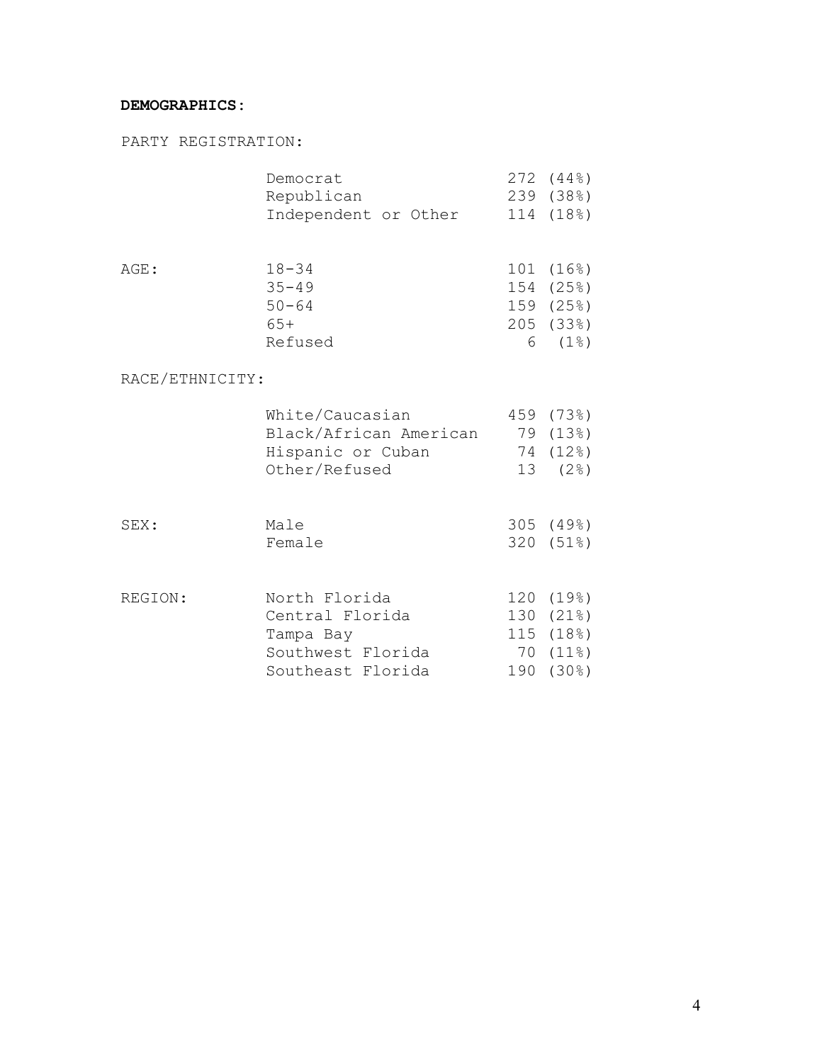**DEMOGRAPHICS:**

PARTY REGISTRATION:

| | | |
|---|---|---|
| | Democrat | 272 (44%) |
| | Republican | 239 (38%) |
| | Independent or Other | 114 (18%) |

| | | |
|---|---|---|
| AGE: | 18-34 | 101 (16%) |
| | 35-49 | 154 (25%) |
| | 50-64 | 159 (25%) |
| | 65+ | 205 (33%) |
| | Refused | 6 (1%) |

RACE/ETHNICITY:

| | | |
|---|---|---|
| | White/Caucasian | 459 (73%) |
| | Black/African American | 79 (13%) |
| | Hispanic or Cuban | 74 (12%) |
| | Other/Refused | 13 (2%) |

| | | |
|---|---|---|
| SEX: | Male | 305 (49%) |
| | Female | 320 (51%) |

| | | |
|---|---|---|
| REGION: | North Florida | 120 (19%) |
| | Central Florida | 130 (21%) |
| | Tampa Bay | 115 (18%) |
| | Southwest Florida | 70 (11%) |
| | Southeast Florida | 190 (30%) |